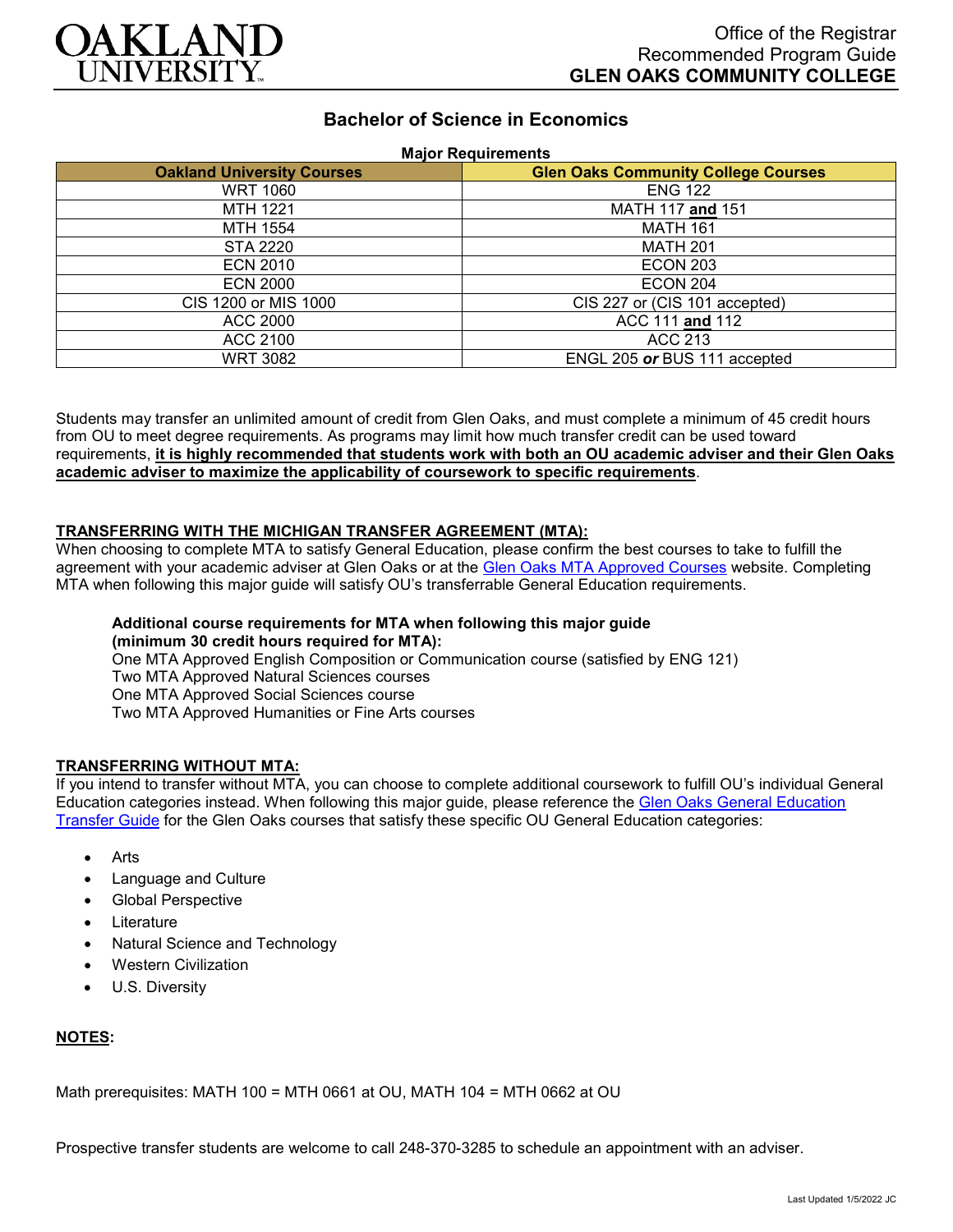Office of the Registrar
Recommended Program Guide
**GLEN OAKS COMMUNITY COLLEGE**

# Bachelor of Science in Economics

**Major Requirements**

| Oakland University Courses | Glen Oaks Community College Courses |
|---|---|
| WRT 1060 | ENG 122 |
| MTH 1221 | MATH 117 **and** 151 |
| MTH 1554 | MATH 161 |
| STA 2220 | MATH 201 |
| ECN 2010 | ECON 203 |
| ECN 2000 | ECON 204 |
| CIS 1200 or MIS 1000 | CIS 227 or (CIS 101 accepted) |
| ACC 2000 | ACC 111 **and** 112 |
| ACC 2100 | ACC 213 |
| WRT 3082 | ENGL 205 ***or*** BUS 111 accepted |

Students may transfer an unlimited amount of credit from Glen Oaks, and must complete a minimum of 45 credit hours from OU to meet degree requirements. As programs may limit how much transfer credit can be used toward requirements, **it is highly recommended that students work with both an OU academic adviser and their Glen Oaks academic adviser to maximize the applicability of coursework to specific requirements**.

**TRANSFERRING WITH THE MICHIGAN TRANSFER AGREEMENT (MTA):**

When choosing to complete MTA to satisfy General Education, please confirm the best courses to take to fulfill the agreement with your academic adviser at Glen Oaks or at the Glen Oaks MTA Approved Courses website. Completing MTA when following this major guide will satisfy OU's transferrable General Education requirements.

**Additional course requirements for MTA when following this major guide (minimum 30 credit hours required for MTA):**
One MTA Approved English Composition or Communication course (satisfied by ENG 121)
Two MTA Approved Natural Sciences courses
One MTA Approved Social Sciences course
Two MTA Approved Humanities or Fine Arts courses

**TRANSFERRING WITHOUT MTA:**

If you intend to transfer without MTA, you can choose to complete additional coursework to fulfill OU's individual General Education categories instead. When following this major guide, please reference the Glen Oaks General Education Transfer Guide for the Glen Oaks courses that satisfy these specific OU General Education categories:

- Arts
- Language and Culture
- Global Perspective
- Literature
- Natural Science and Technology
- Western Civilization
- U.S. Diversity

**NOTES:**

Math prerequisites: MATH 100 = MTH 0661 at OU, MATH 104 = MTH 0662 at OU

Prospective transfer students are welcome to call 248-370-3285 to schedule an appointment with an adviser.

Last Updated 1/5/2022 JC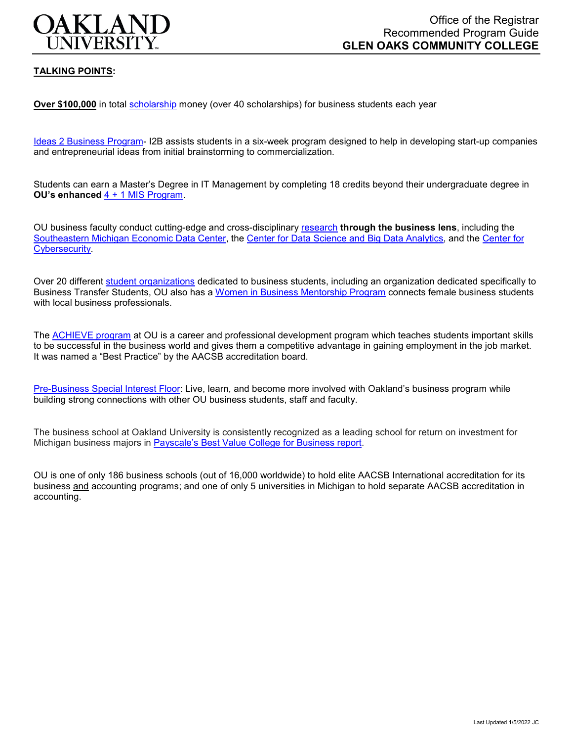**TALKING POINTS:**

**Over $100,000** in total scholarship money (over 40 scholarships) for business students each year

Ideas 2 Business Program- I2B assists students in a six-week program designed to help in developing start-up companies and entrepreneurial ideas from initial brainstorming to commercialization.

Students can earn a Master's Degree in IT Management by completing 18 credits beyond their undergraduate degree in **OU's enhanced** 4 + 1 MIS Program.

OU business faculty conduct cutting-edge and cross-disciplinary research **through the business lens**, including the Southeastern Michigan Economic Data Center, the Center for Data Science and Big Data Analytics, and the Center for Cybersecurity.

Over 20 different student organizations dedicated to business students, including an organization dedicated specifically to Business Transfer Students, OU also has a Women in Business Mentorship Program connects female business students with local business professionals.

The ACHIEVE program at OU is a career and professional development program which teaches students important skills to be successful in the business world and gives them a competitive advantage in gaining employment in the job market. It was named a "Best Practice" by the AACSB accreditation board.

Pre-Business Special Interest Floor: Live, learn, and become more involved with Oakland's business program while building strong connections with other OU business students, staff and faculty.

The business school at Oakland University is consistently recognized as a leading school for return on investment for Michigan business majors in Payscale's Best Value College for Business report.

OU is one of only 186 business schools (out of 16,000 worldwide) to hold elite AACSB International accreditation for its business and accounting programs; and one of only 5 universities in Michigan to hold separate AACSB accreditation in accounting.

Last Updated 1/5/2022 JC